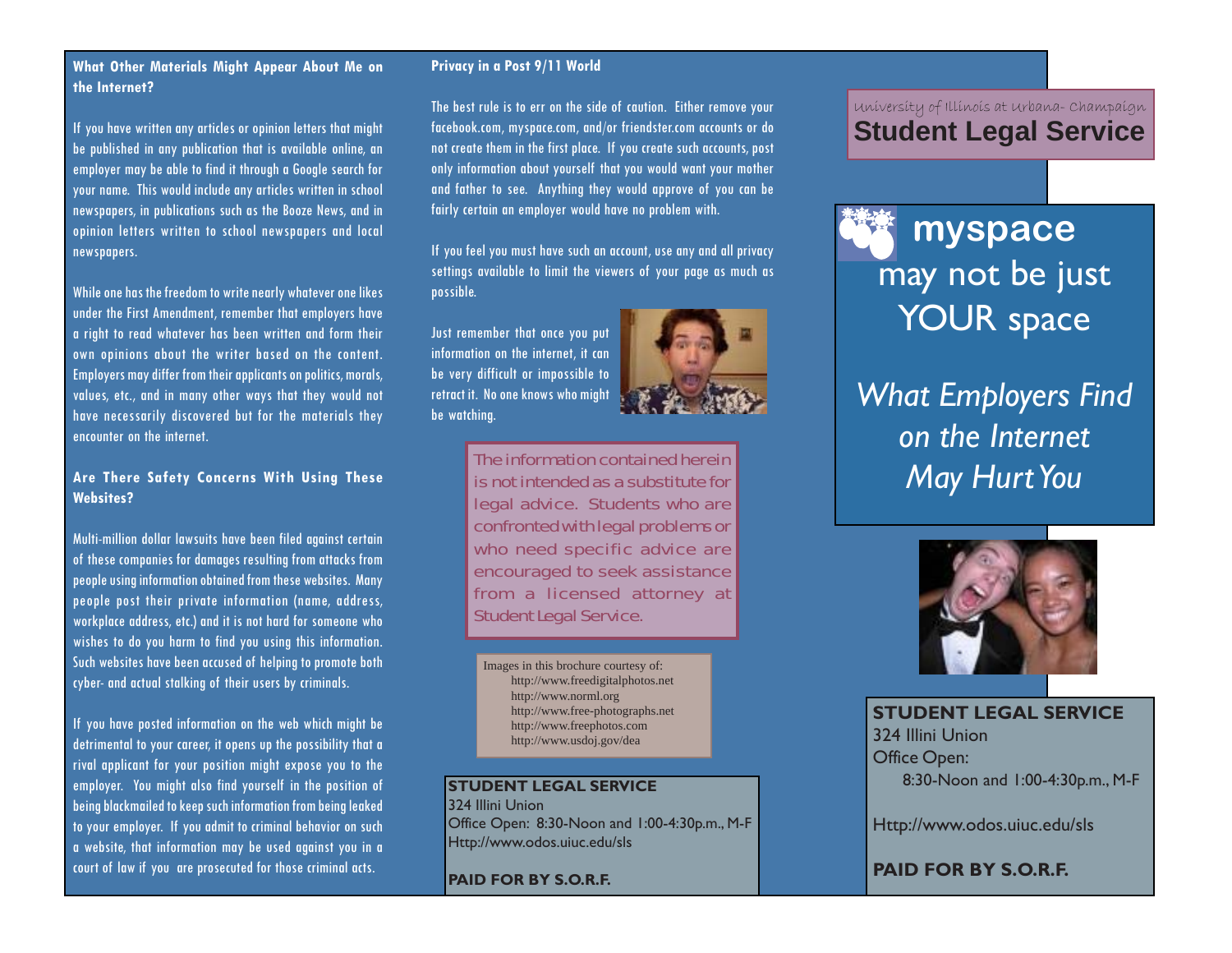### What Other Materials Might Appear About Me on the Internet?

If you have written any articles or opinion letters that might be published in any publication that is available online, an employer may be able to find it through a Google search for your name. This would include any articles written in school newspapers, in publications such as the Booze News, and in opinion letters written to school newspapers and local newspapers.

While one has the freedom to write nearly whatever one likes under the First Amendment, remember that employers have a right to read whatever has been written and form their own opinions about the writer based on the content. Employers may differ from their applicants on politics, morals, values, etc., and in many other ways that they would not have necessarily discovered but for the materials they encounter on the internet.

### Are There Safety Concerns With Using These Websites?

Multi-million dollar lawsuits have been filed against certain of these companies for damages resulting from attacks from people using information obtained from these websites. Many people post their private information (name, address, workplace address, etc.) and it is not hard for someone who wishes to do you harm to find you using this information. Such websites have been accused of helping to promote both cyber- and actual stalking of their users by criminals.

If you have posted information on the web which might be detrimental to your career, it opens up the possibility that a rival applicant for your position might expose you to the employer. You might also find yourself in the position of being blackmailed to keep such information from being leaked to your employer. If you admit to criminal behavior on such a website, that information may be used against you in a court of law if you are prosecuted for those criminal acts.

### Privacy in a Post 9/11 World

The best rule is to err on the side of caution. Either remove your facebook.com, myspace.com, and/or friendster.com accounts or do not create them in the first place. If you create such accounts, post only information about yourself that you would want your mother and father to see. Anything they would approve of you can be fairly certain an employer would have no problem with.

If you feel you must have such an account, use any and all privacy settings available to limit the viewers of your page as much as possible.

Just remember that once you put information on the internet, it can be very difficult or impossible to retract it. No one knows who might be watching.

*The information contained herein is not intended as a substitute for legal advice. Students who are confronted with legal problems or who need specific advice are encouraged to seek assistance from a licensed attorney at Student Legal Service.*

Images in this brochure courtesy of:
- http://www.freedigitalphotos.net
- http://www.norml.org
- http://www.free-photographs.net
- http://www.freephotos.com
- http://www.usdoj.gov/dea

**STUDENT LEGAL SERVICE**
324 Illini Union
Office Open: 8:30-Noon and 1:00-4:30p.m., M-F
Http://www.odos.uiuc.edu/sls

**PAID FOR BY S.O.R.F.**

University of Illinois at Urbana- Champaign

# Student Legal Service

# myspace may not be just YOUR space

## *What Employers Find on the Internet May Hurt You*

**STUDENT LEGAL SERVICE**
324 Illini Union
Office Open:
8:30-Noon and 1:00-4:30p.m., M-F

Http://www.odos.uiuc.edu/sls

**PAID FOR BY S.O.R.F.**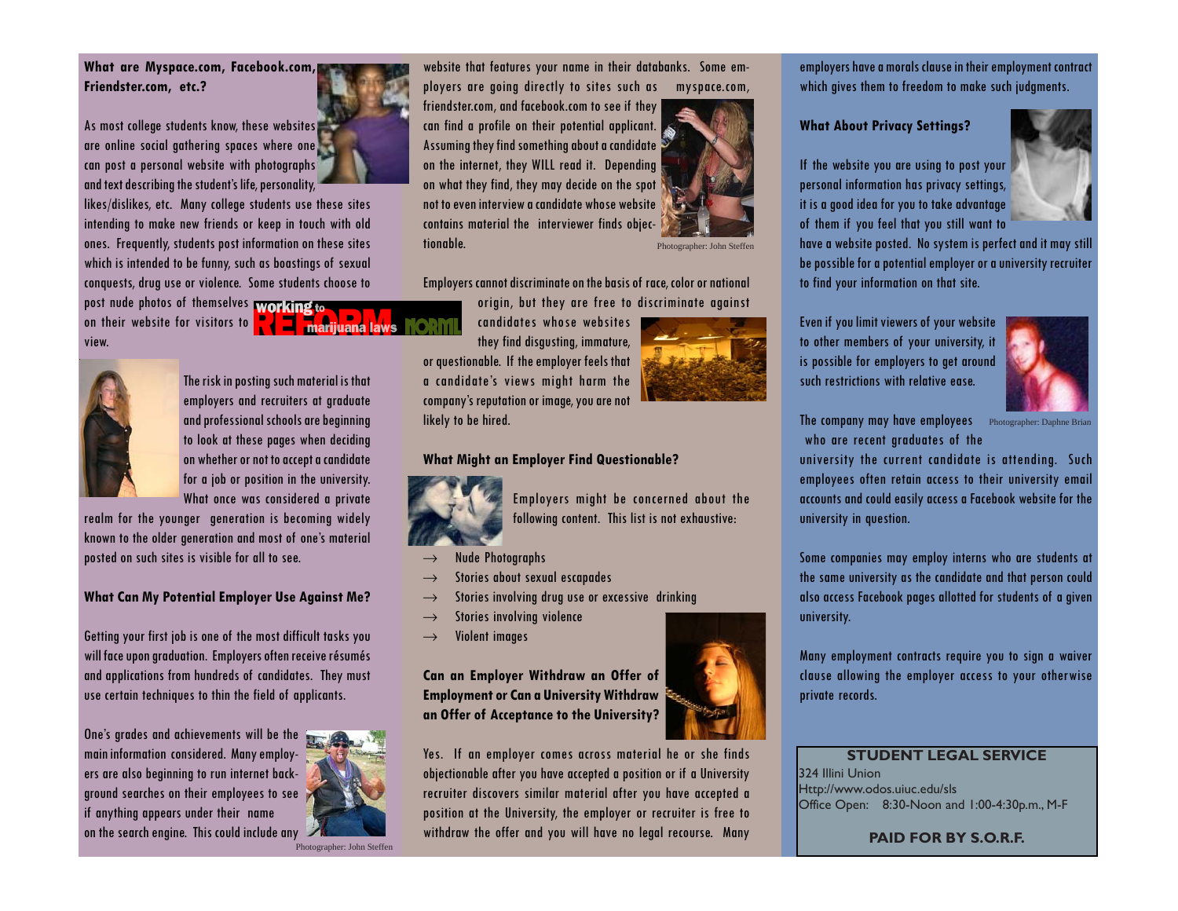**What are Myspace.com, Facebook.com, Friendster.com, etc.?**

As most college students know, these websites are online social gathering spaces where one can post a personal website with photographs and text describing the student's life, personality, likes/dislikes, etc. Many college students use these sites intending to make new friends or keep in touch with old ones. Frequently, students post information on these sites which is intended to be funny, such as boastings of sexual conquests, drug use or violence. Some students choose to post nude photos of themselves on their website for visitors to view.

working to REFORM marijuana laws NORML

The risk in posting such material is that employers and recruiters at graduate and professional schools are beginning to look at these pages when deciding on whether or not to accept a candidate for a job or position in the university. What once was considered a private realm for the younger generation is becoming widely known to the older generation and most of one's material posted on such sites is visible for all to see.

**What Can My Potential Employer Use Against Me?**

Getting your first job is one of the most difficult tasks you will face upon graduation. Employers often receive résumés and applications from hundreds of candidates. They must use certain techniques to thin the field of applicants.

One's grades and achievements will be the main information considered. Many employers are also beginning to run internet background searches on their employees to see if anything appears under their name on the search engine. This could include any website that features your name in their databanks. Some employers are going directly to sites such as myspace.com, friendster.com, and facebook.com to see if they can find a profile on their potential applicant. Assuming they find something about a candidate on the internet, they WILL read it. Depending on what they find, they may decide on the spot not to even interview a candidate whose website contains material the interviewer finds objectionable.

Photographer: John Steffen

Photographer: John Steffen

Employers cannot discriminate on the basis of race, color or national origin, but they are free to discriminate against candidates whose websites they find disgusting, immature, or questionable. If the employer feels that a candidate's views might harm the company's reputation or image, you are not likely to be hired.

**What Might an Employer Find Questionable?**

Employers might be concerned about the following content. This list is not exhaustive:

- → Nude Photographs
- → Stories about sexual escapades
- → Stories involving drug use or excessive drinking
- → Stories involving violence
- → Violent images

**Can an Employer Withdraw an Offer of Employment or Can a University Withdraw an Offer of Acceptance to the University?**

Yes. If an employer comes across material he or she finds objectionable after you have accepted a position or if a University recruiter discovers similar material after you have accepted a position at the University, the employer or recruiter is free to withdraw the offer and you will have no legal recourse. Many employers have a morals clause in their employment contract which gives them to freedom to make such judgments.

**What About Privacy Settings?**

If the website you are using to post your personal information has privacy settings, it is a good idea for you to take advantage of them if you feel that you still want to have a website posted. No system is perfect and it may still be possible for a potential employer or a university recruiter to find your information on that site.

Even if you limit viewers of your website to other members of your university, it is possible for employers to get around such restrictions with relative ease.

Photographer: Daphne Brian

The company may have employees who are recent graduates of the university the current candidate is attending. Such employees often retain access to their university email accounts and could easily access a Facebook website for the university in question.

Some companies may employ interns who are students at the same university as the candidate and that person could also access Facebook pages allotted for students of a given university.

Many employment contracts require you to sign a waiver clause allowing the employer access to your otherwise private records.

**STUDENT LEGAL SERVICE**
324 Illini Union
Http://www.odos.uiuc.edu/sls
Office Open: 8:30-Noon and 1:00-4:30p.m., M-F

**PAID FOR BY S.O.R.F.**